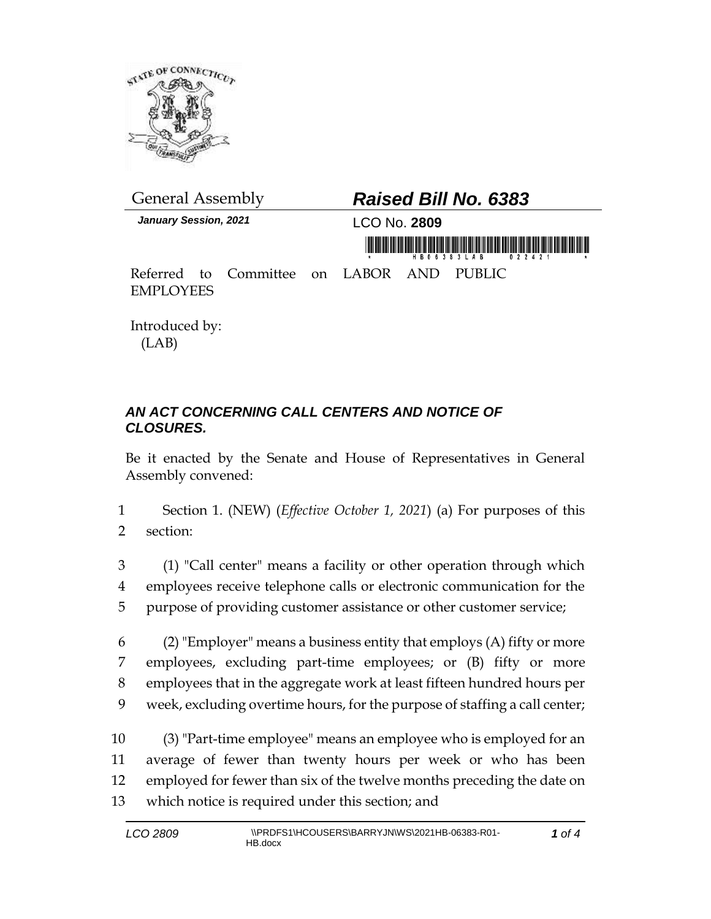General Assembly

# *Raised Bill No. 6383*

***January Session, 2021***

LCO No. **2809**

Referred to Committee on LABOR AND PUBLIC EMPLOYEES

Introduced by:
(LAB)

## *AN ACT CONCERNING CALL CENTERS AND NOTICE OF CLOSURES.*

Be it enacted by the Senate and House of Representatives in General Assembly convened:

1 Section 1. (NEW) (*Effective October 1, 2021*) (a) For purposes of this
2 section:

3 (1) "Call center" means a facility or other operation through which
4 employees receive telephone calls or electronic communication for the
5 purpose of providing customer assistance or other customer service;

6 (2) "Employer" means a business entity that employs (A) fifty or more
7 employees, excluding part-time employees; or (B) fifty or more
8 employees that in the aggregate work at least fifteen hundred hours per
9 week, excluding overtime hours, for the purpose of staffing a call center;

10 (3) "Part-time employee" means an employee who is employed for an
11 average of fewer than twenty hours per week or who has been
12 employed for fewer than six of the twelve months preceding the date on
13 which notice is required under this section; and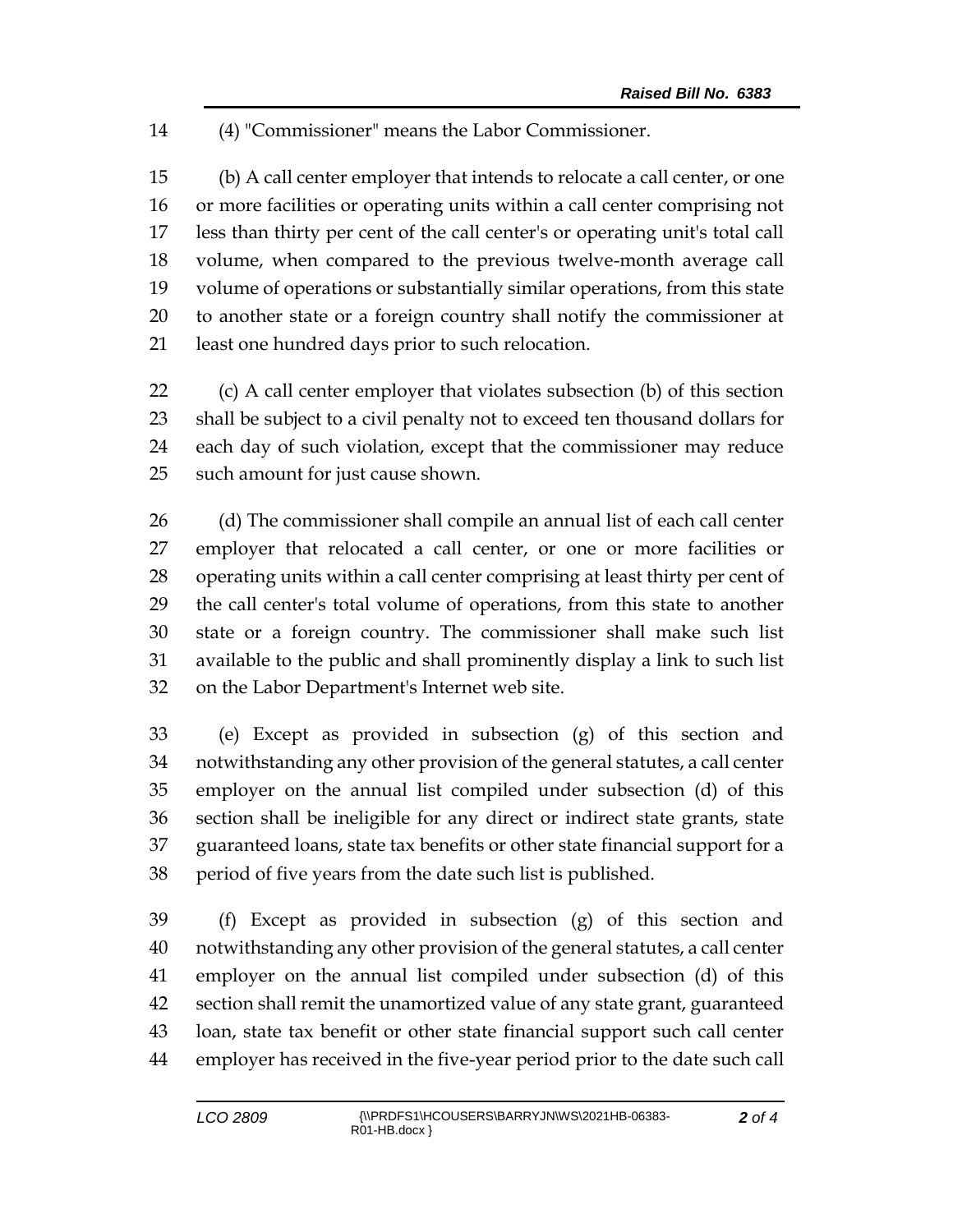(4) "Commissioner" means the Labor Commissioner.

(b) A call center employer that intends to relocate a call center, or one or more facilities or operating units within a call center comprising not less than thirty per cent of the call center's or operating unit's total call volume, when compared to the previous twelve-month average call volume of operations or substantially similar operations, from this state to another state or a foreign country shall notify the commissioner at least one hundred days prior to such relocation.

(c) A call center employer that violates subsection (b) of this section shall be subject to a civil penalty not to exceed ten thousand dollars for each day of such violation, except that the commissioner may reduce such amount for just cause shown.

(d) The commissioner shall compile an annual list of each call center employer that relocated a call center, or one or more facilities or operating units within a call center comprising at least thirty per cent of the call center's total volume of operations, from this state to another state or a foreign country. The commissioner shall make such list available to the public and shall prominently display a link to such list on the Labor Department's Internet web site.

(e) Except as provided in subsection (g) of this section and notwithstanding any other provision of the general statutes, a call center employer on the annual list compiled under subsection (d) of this section shall be ineligible for any direct or indirect state grants, state guaranteed loans, state tax benefits or other state financial support for a period of five years from the date such list is published.

(f) Except as provided in subsection (g) of this section and notwithstanding any other provision of the general statutes, a call center employer on the annual list compiled under subsection (d) of this section shall remit the unamortized value of any state grant, guaranteed loan, state tax benefit or other state financial support such call center employer has received in the five-year period prior to the date such call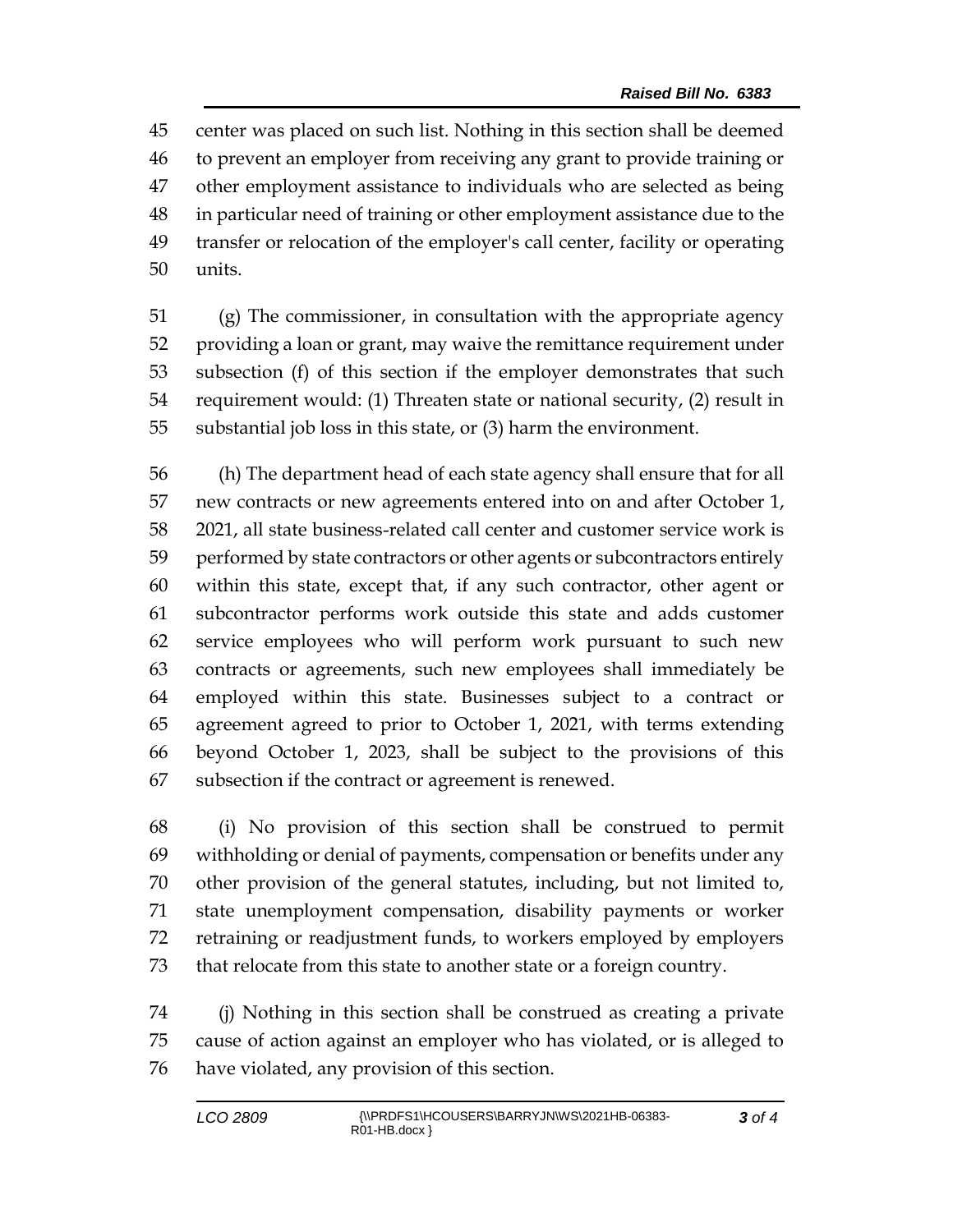center was placed on such list. Nothing in this section shall be deemed to prevent an employer from receiving any grant to provide training or other employment assistance to individuals who are selected as being in particular need of training or other employment assistance due to the transfer or relocation of the employer's call center, facility or operating units.

(g) The commissioner, in consultation with the appropriate agency providing a loan or grant, may waive the remittance requirement under subsection (f) of this section if the employer demonstrates that such requirement would: (1) Threaten state or national security, (2) result in substantial job loss in this state, or (3) harm the environment.

(h) The department head of each state agency shall ensure that for all new contracts or new agreements entered into on and after October 1, 2021, all state business-related call center and customer service work is performed by state contractors or other agents or subcontractors entirely within this state, except that, if any such contractor, other agent or subcontractor performs work outside this state and adds customer service employees who will perform work pursuant to such new contracts or agreements, such new employees shall immediately be employed within this state. Businesses subject to a contract or agreement agreed to prior to October 1, 2021, with terms extending beyond October 1, 2023, shall be subject to the provisions of this subsection if the contract or agreement is renewed.

(i) No provision of this section shall be construed to permit withholding or denial of payments, compensation or benefits under any other provision of the general statutes, including, but not limited to, state unemployment compensation, disability payments or worker retraining or readjustment funds, to workers employed by employers that relocate from this state to another state or a foreign country.

(j) Nothing in this section shall be construed as creating a private cause of action against an employer who has violated, or is alleged to have violated, any provision of this section.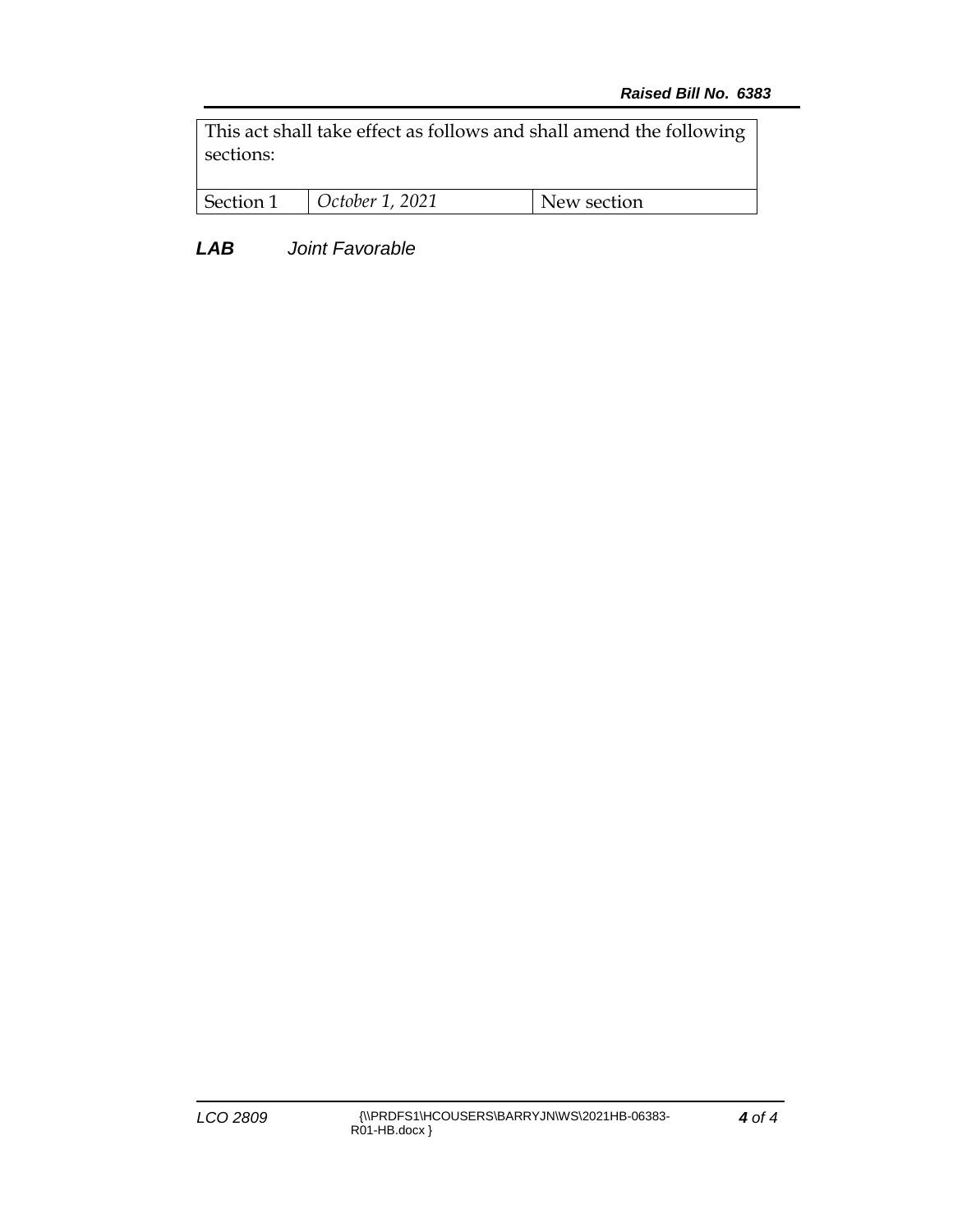| | | |
|---|---|---|
| This act shall take effect as follows and shall amend the following sections: | | |
| Section 1 | *October 1, 2021* | New section |

***LAB*** *Joint Favorable*